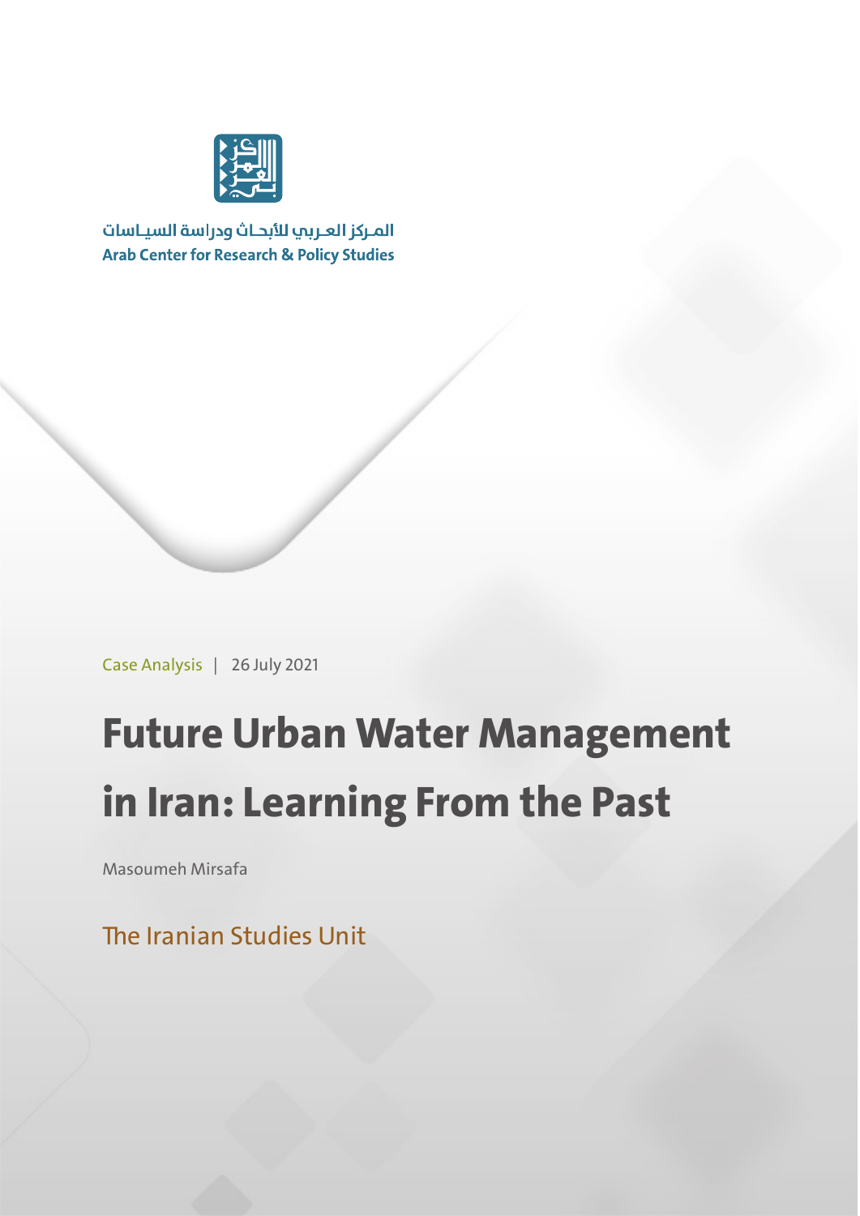المركز العربي للأبحاث ودراسة السياسات
Arab Center for Research & Policy Studies

Case Analysis | 26 July 2021

# Future Urban Water Management in Iran: Learning From the Past

Masoumeh Mirsafa

The Iranian Studies Unit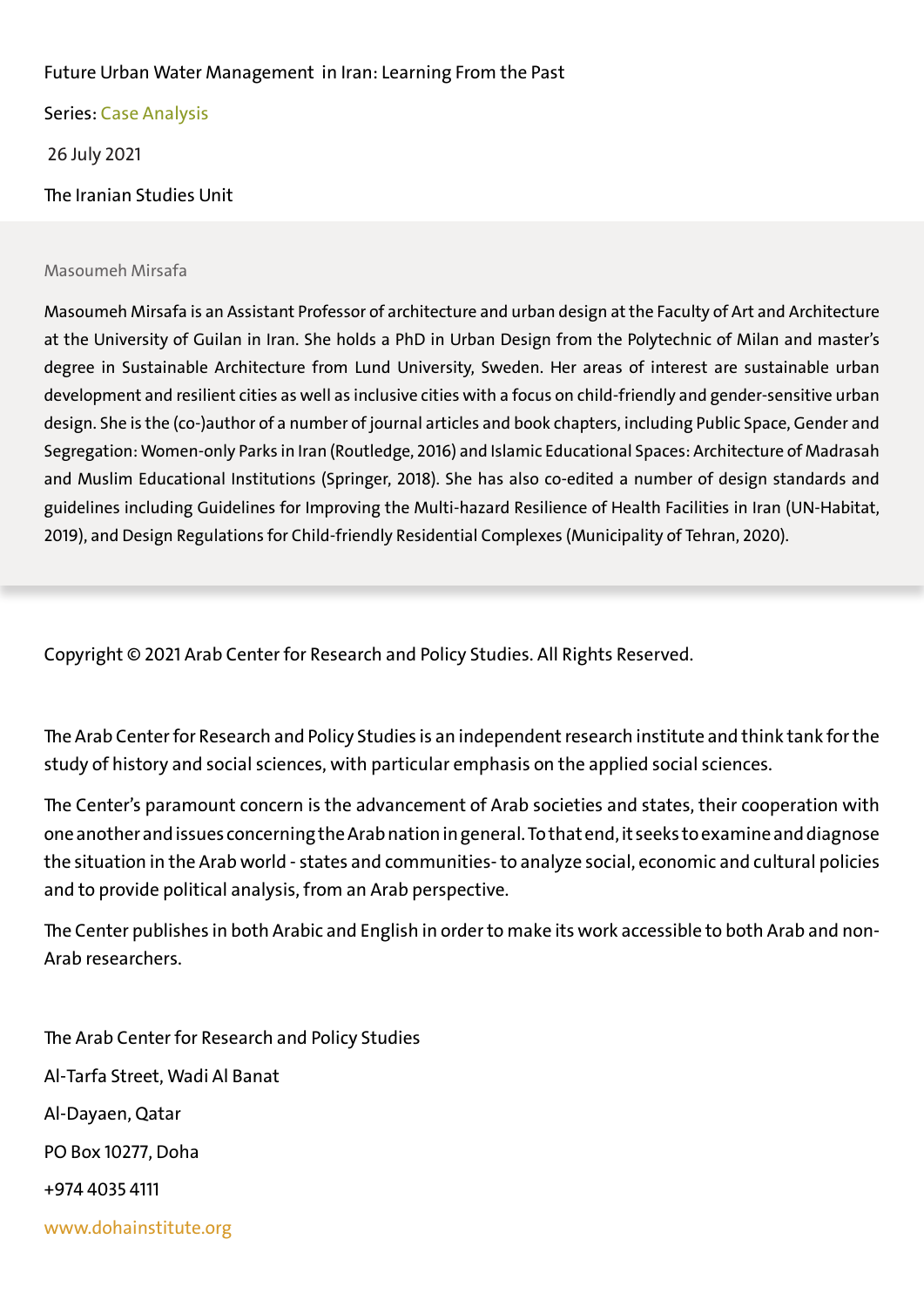Future Urban Water Management  in Iran: Learning From the Past

Series: Case Analysis

26 July 2021

The Iranian Studies Unit

Masoumeh Mirsafa

Masoumeh Mirsafa is an Assistant Professor of architecture and urban design at the Faculty of Art and Architecture at the University of Guilan in Iran. She holds a PhD in Urban Design from the Polytechnic of Milan and master's degree in Sustainable Architecture from Lund University, Sweden. Her areas of interest are sustainable urban development and resilient cities as well as inclusive cities with a focus on child-friendly and gender-sensitive urban design. She is the (co-)author of a number of journal articles and book chapters, including Public Space, Gender and Segregation: Women-only Parks in Iran (Routledge, 2016) and Islamic Educational Spaces: Architecture of Madrasah and Muslim Educational Institutions (Springer, 2018). She has also co-edited a number of design standards and guidelines including Guidelines for Improving the Multi-hazard Resilience of Health Facilities in Iran (UN-Habitat, 2019), and Design Regulations for Child-friendly Residential Complexes (Municipality of Tehran, 2020).

Copyright © 2021 Arab Center for Research and Policy Studies. All Rights Reserved.

The Arab Center for Research and Policy Studies is an independent research institute and think tank for the study of history and social sciences, with particular emphasis on the applied social sciences.

The Center's paramount concern is the advancement of Arab societies and states, their cooperation with one another and issues concerning the Arab nation in general. To that end, it seeks to examine and diagnose the situation in the Arab world - states and communities- to analyze social, economic and cultural policies and to provide political analysis, from an Arab perspective.

The Center publishes in both Arabic and English in order to make its work accessible to both Arab and non-Arab researchers.

The Arab Center for Research and Policy Studies

Al-Tarfa Street, Wadi Al Banat

Al-Dayaen, Qatar

PO Box 10277, Doha

+974 4035 4111

www.dohainstitute.org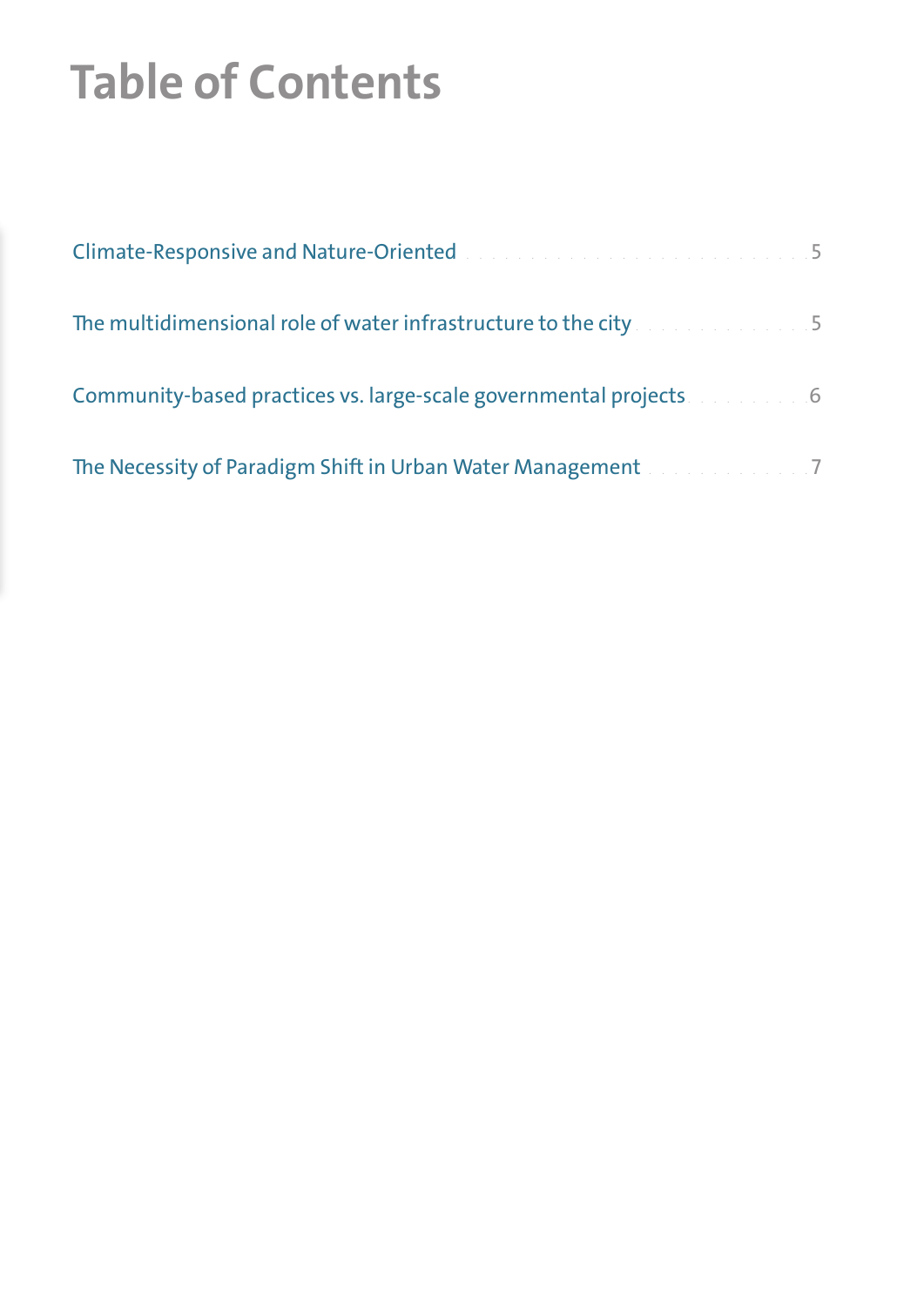# Table of Contents

Climate-Responsive and Nature-Oriented . . . . . . . . . . . . . . . . . . . . . . . . . . 5

The multidimensional role of water infrastructure to the city . . . . . . . . . . . . . 5

Community-based practices vs. large-scale governmental projects . . . . . . . . . 6

The Necessity of Paradigm Shift in Urban Water Management . . . . . . . . . . . . 7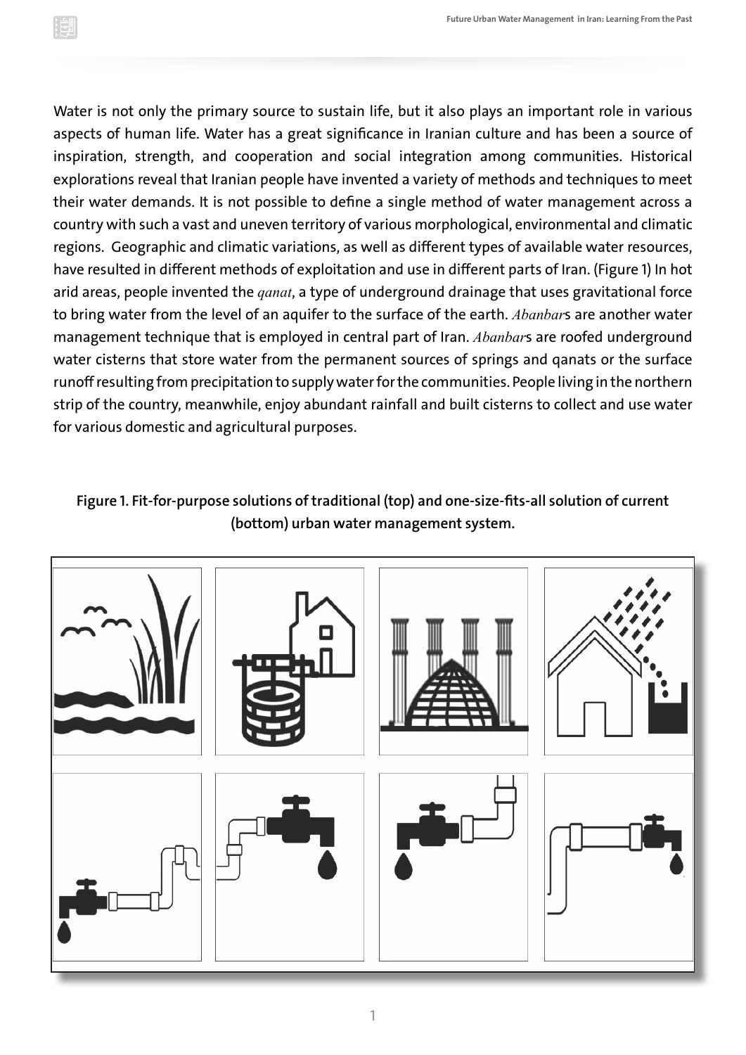Water is not only the primary source to sustain life, but it also plays an important role in various aspects of human life. Water has a great significance in Iranian culture and has been a source of inspiration, strength, and cooperation and social integration among communities. Historical explorations reveal that Iranian people have invented a variety of methods and techniques to meet their water demands. It is not possible to define a single method of water management across a country with such a vast and uneven territory of various morphological, environmental and climatic regions. Geographic and climatic variations, as well as different types of available water resources, have resulted in different methods of exploitation and use in different parts of Iran. (Figure 1) In hot arid areas, people invented the *qanat*, a type of underground drainage that uses gravitational force to bring water from the level of an aquifer to the surface of the earth. *Abanbar*s are another water management technique that is employed in central part of Iran. *Abanbar*s are roofed underground water cisterns that store water from the permanent sources of springs and qanats or the surface runoff resulting from precipitation to supply water for the communities. People living in the northern strip of the country, meanwhile, enjoy abundant rainfall and built cisterns to collect and use water for various domestic and agricultural purposes.

**Figure 1. Fit-for-purpose solutions of traditional (top) and one-size-fits-all solution of current (bottom) urban water management system.**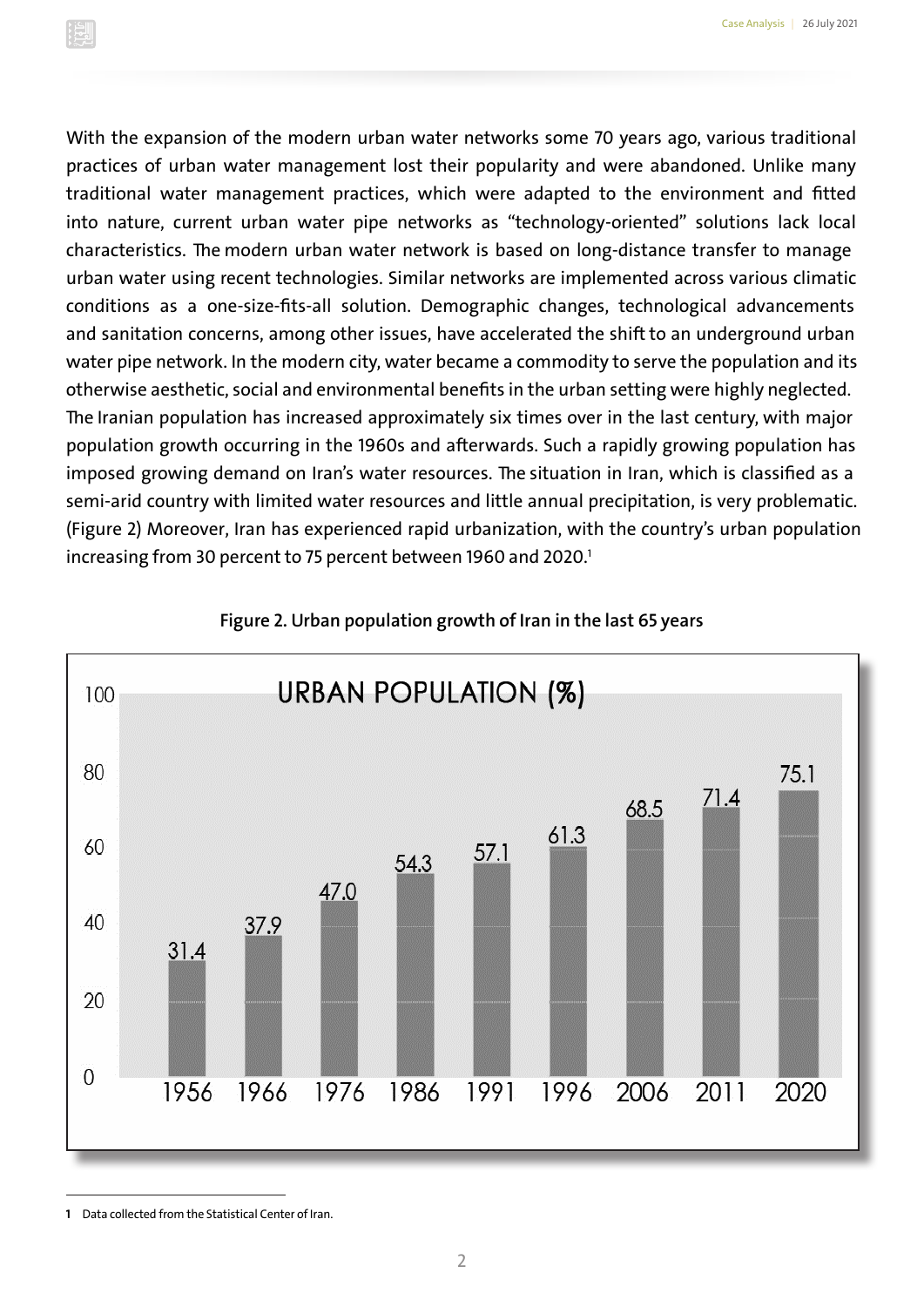With the expansion of the modern urban water networks some 70 years ago, various traditional practices of urban water management lost their popularity and were abandoned. Unlike many traditional water management practices, which were adapted to the environment and fitted into nature, current urban water pipe networks as "technology-oriented" solutions lack local characteristics. The modern urban water network is based on long-distance transfer to manage urban water using recent technologies. Similar networks are implemented across various climatic conditions as a one-size-fits-all solution. Demographic changes, technological advancements and sanitation concerns, among other issues, have accelerated the shift to an underground urban water pipe network. In the modern city, water became a commodity to serve the population and its otherwise aesthetic, social and environmental benefits in the urban setting were highly neglected. The Iranian population has increased approximately six times over in the last century, with major population growth occurring in the 1960s and afterwards. Such a rapidly growing population has imposed growing demand on Iran's water resources. The situation in Iran, which is classified as a semi-arid country with limited water resources and little annual precipitation, is very problematic. (Figure 2) Moreover, Iran has experienced rapid urbanization, with the country's urban population increasing from 30 percent to 75 percent between 1960 and 2020.[1]

**Figure 2. Urban population growth of Iran in the last 65 years**

URBAN POPULATION (%)

| Year | Urban population (%) |
|---|---|
| 1956 | 31.4 |
| 1966 | 37.9 |
| 1976 | 47.0 |
| 1986 | 54.3 |
| 1991 | 57.1 |
| 1996 | 61.3 |
| 2006 | 68.5 |
| 2011 | 71.4 |
| 2020 | 75.1 |

[1] Data collected from the Statistical Center of Iran.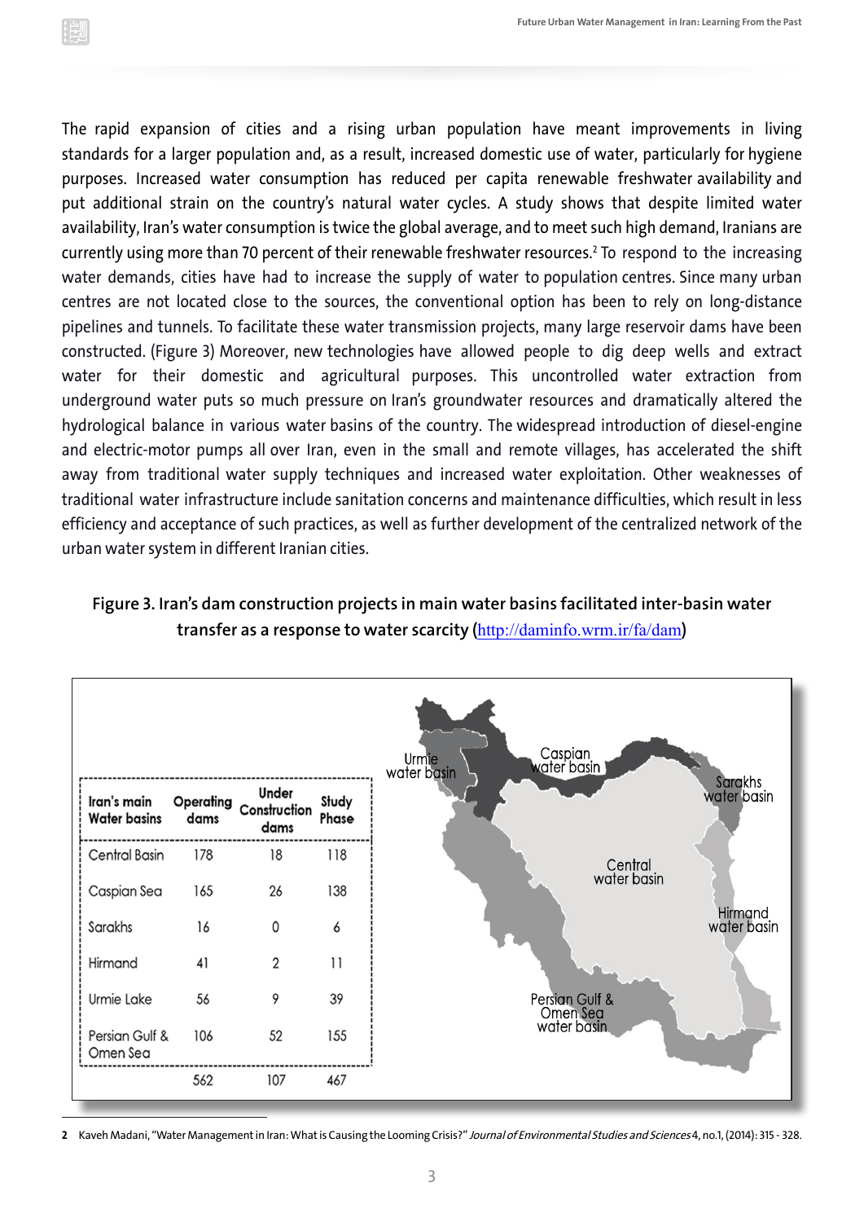The rapid expansion of cities and a rising urban population have meant improvements in living standards for a larger population and, as a result, increased domestic use of water, particularly for hygiene purposes. Increased water consumption has reduced per capita renewable freshwater availability and put additional strain on the country's natural water cycles. A study shows that despite limited water availability, Iran's water consumption is twice the global average, and to meet such high demand, Iranians are currently using more than 70 percent of their renewable freshwater resources.[2] To respond to the increasing water demands, cities have had to increase the supply of water to population centres. Since many urban centres are not located close to the sources, the conventional option has been to rely on long-distance pipelines and tunnels. To facilitate these water transmission projects, many large reservoir dams have been constructed. (Figure 3) Moreover, new technologies have allowed people to dig deep wells and extract water for their domestic and agricultural purposes. This uncontrolled water extraction from underground water puts so much pressure on Iran's groundwater resources and dramatically altered the hydrological balance in various water basins of the country. The widespread introduction of diesel-engine and electric-motor pumps all over Iran, even in the small and remote villages, has accelerated the shift away from traditional water supply techniques and increased water exploitation. Other weaknesses of traditional water infrastructure include sanitation concerns and maintenance difficulties, which result in less efficiency and acceptance of such practices, as well as further development of the centralized network of the urban water system in different Iranian cities.

**Figure 3. Iran's dam construction projects in main water basins facilitated inter-basin water transfer as a response to water scarcity (http://daminfo.wrm.ir/fa/dam)**

| Iran's main Water basins | Operating dams | Under Construction dams | Study Phase |
|---|---|---|---|
| Central Basin | 178 | 18 | 118 |
| Caspian Sea | 165 | 26 | 138 |
| Sarakhs | 16 | 0 | 6 |
| Hirmand | 41 | 2 | 11 |
| Urmie Lake | 56 | 9 | 39 |
| Persian Gulf & Omen Sea | 106 | 52 | 155 |
| | 562 | 107 | 467 |

Urmie water basin · Caspian water basin · Sarakhs water basin · Central water basin · Hirmand water basin · Persian Gulf & Omen Sea water basin

---

2 Kaveh Madani, "Water Management in Iran: What is Causing the Looming Crisis?" *Journal of Environmental Studies and Sciences* 4, no.1, (2014): 315 - 328.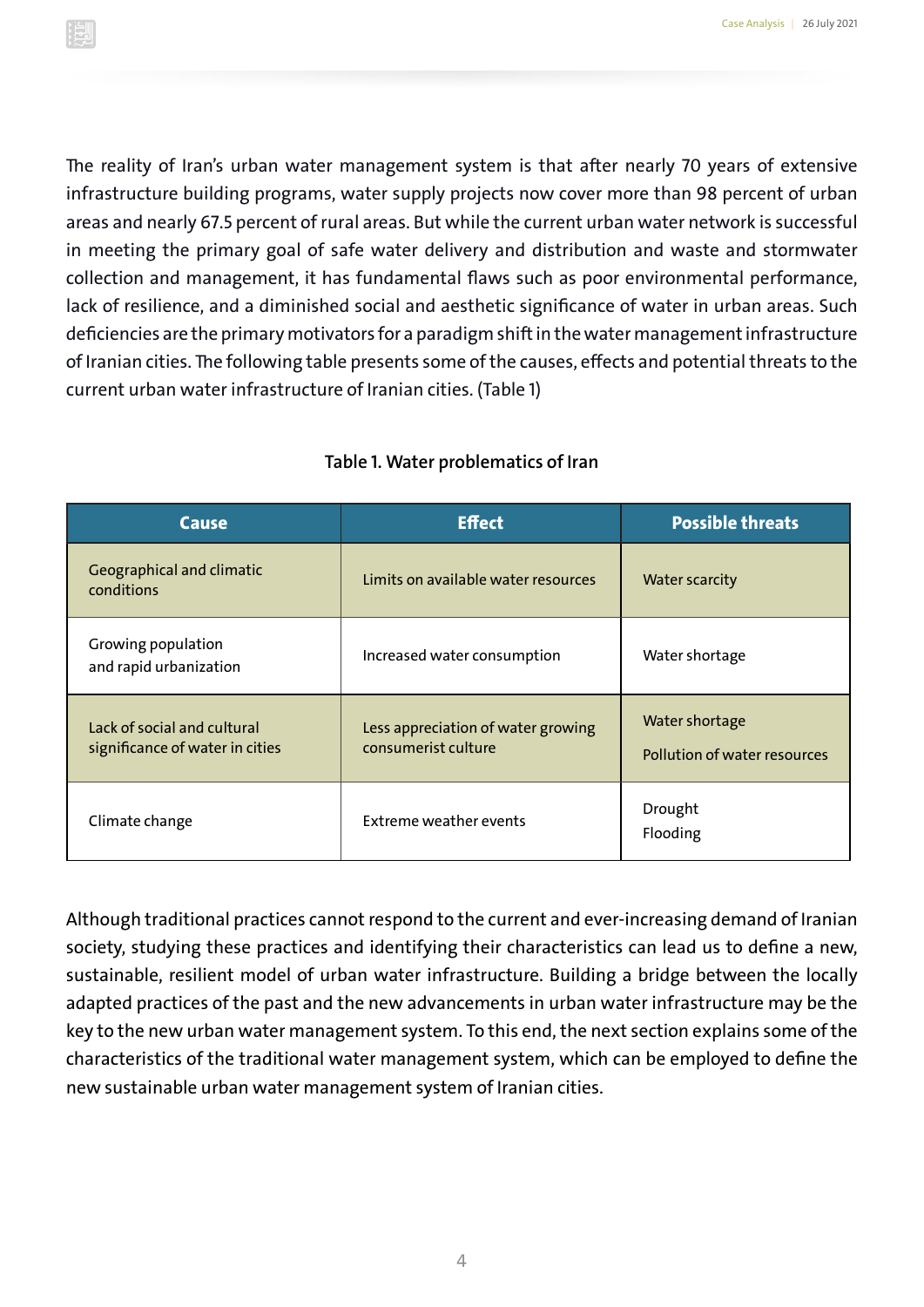The reality of Iran's urban water management system is that after nearly 70 years of extensive infrastructure building programs, water supply projects now cover more than 98 percent of urban areas and nearly 67.5 percent of rural areas. But while the current urban water network is successful in meeting the primary goal of safe water delivery and distribution and waste and stormwater collection and management, it has fundamental flaws such as poor environmental performance, lack of resilience, and a diminished social and aesthetic significance of water in urban areas. Such deficiencies are the primary motivators for a paradigm shift in the water management infrastructure of Iranian cities. The following table presents some of the causes, effects and potential threats to the current urban water infrastructure of Iranian cities. (Table 1)

**Table 1. Water problematics of Iran**

| Cause | Effect | Possible threats |
|---|---|---|
| Geographical and climatic conditions | Limits on available water resources | Water scarcity |
| Growing population and rapid urbanization | Increased water consumption | Water shortage |
| Lack of social and cultural significance of water in cities | Less appreciation of water growing consumerist culture | Water shortage<br>Pollution of water resources |
| Climate change | Extreme weather events | Drought<br>Flooding |

Although traditional practices cannot respond to the current and ever-increasing demand of Iranian society, studying these practices and identifying their characteristics can lead us to define a new, sustainable, resilient model of urban water infrastructure. Building a bridge between the locally adapted practices of the past and the new advancements in urban water infrastructure may be the key to the new urban water management system. To this end, the next section explains some of the characteristics of the traditional water management system, which can be employed to define the new sustainable urban water management system of Iranian cities.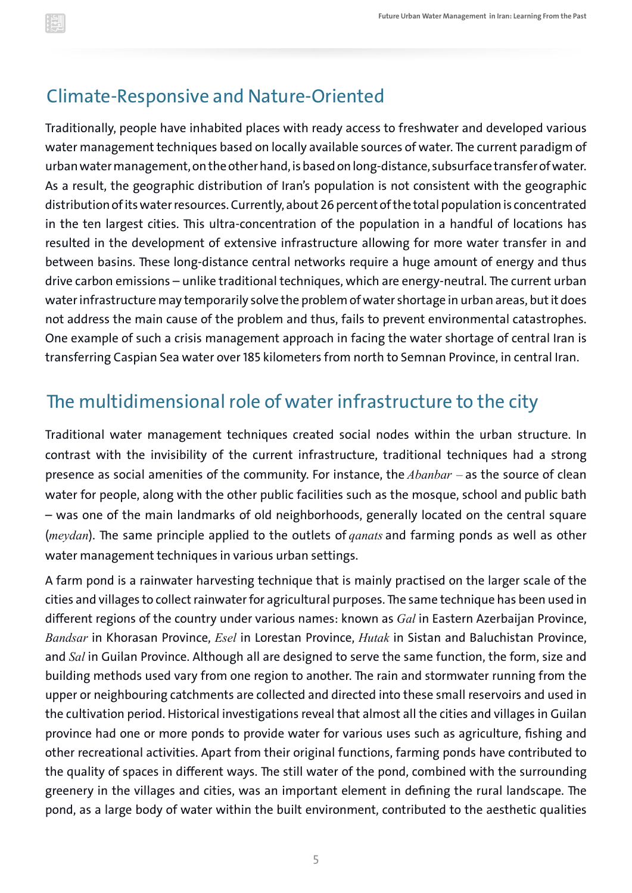## Climate-Responsive and Nature-Oriented

Traditionally, people have inhabited places with ready access to freshwater and developed various water management techniques based on locally available sources of water. The current paradigm of urban water management, on the other hand, is based on long-distance, subsurface transfer of water. As a result, the geographic distribution of Iran's population is not consistent with the geographic distribution of its water resources. Currently, about 26 percent of the total population is concentrated in the ten largest cities. This ultra-concentration of the population in a handful of locations has resulted in the development of extensive infrastructure allowing for more water transfer in and between basins. These long-distance central networks require a huge amount of energy and thus drive carbon emissions – unlike traditional techniques, which are energy-neutral. The current urban water infrastructure may temporarily solve the problem of water shortage in urban areas, but it does not address the main cause of the problem and thus, fails to prevent environmental catastrophes. One example of such a crisis management approach in facing the water shortage of central Iran is transferring Caspian Sea water over 185 kilometers from north to Semnan Province, in central Iran.

## The multidimensional role of water infrastructure to the city

Traditional water management techniques created social nodes within the urban structure. In contrast with the invisibility of the current infrastructure, traditional techniques had a strong presence as social amenities of the community. For instance, the *Abanbar* – as the source of clean water for people, along with the other public facilities such as the mosque, school and public bath – was one of the main landmarks of old neighborhoods, generally located on the central square (*meydan*). The same principle applied to the outlets of *qanats* and farming ponds as well as other water management techniques in various urban settings.

A farm pond is a rainwater harvesting technique that is mainly practised on the larger scale of the cities and villages to collect rainwater for agricultural purposes. The same technique has been used in different regions of the country under various names: known as *Gal* in Eastern Azerbaijan Province, *Bandsar* in Khorasan Province, *Esel* in Lorestan Province, *Hutak* in Sistan and Baluchistan Province, and *Sal* in Guilan Province. Although all are designed to serve the same function, the form, size and building methods used vary from one region to another. The rain and stormwater running from the upper or neighbouring catchments are collected and directed into these small reservoirs and used in the cultivation period. Historical investigations reveal that almost all the cities and villages in Guilan province had one or more ponds to provide water for various uses such as agriculture, fishing and other recreational activities. Apart from their original functions, farming ponds have contributed to the quality of spaces in different ways. The still water of the pond, combined with the surrounding greenery in the villages and cities, was an important element in defining the rural landscape. The pond, as a large body of water within the built environment, contributed to the aesthetic qualities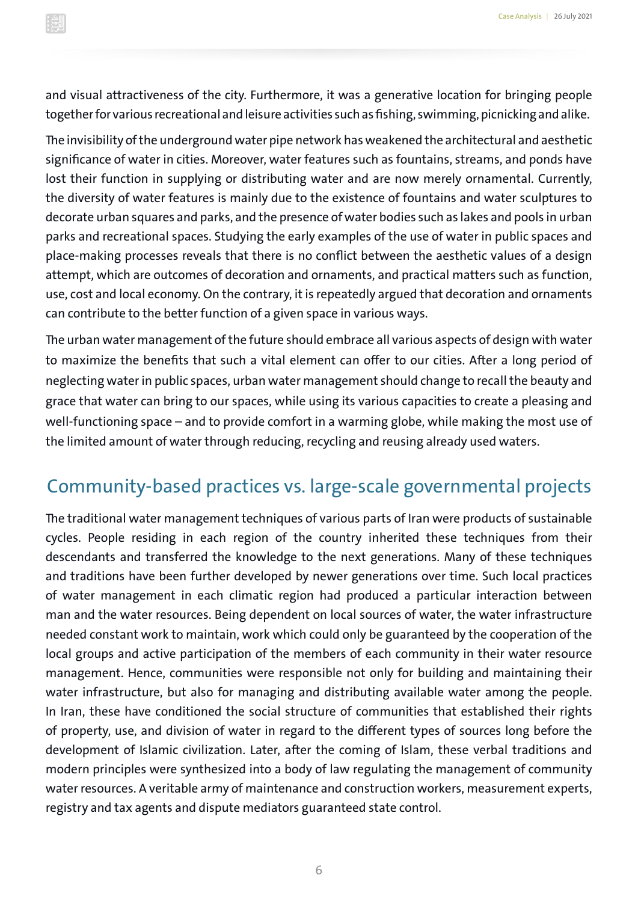and visual attractiveness of the city. Furthermore, it was a generative location for bringing people together for various recreational and leisure activities such as fishing, swimming, picnicking and alike.

The invisibility of the underground water pipe network has weakened the architectural and aesthetic significance of water in cities. Moreover, water features such as fountains, streams, and ponds have lost their function in supplying or distributing water and are now merely ornamental. Currently, the diversity of water features is mainly due to the existence of fountains and water sculptures to decorate urban squares and parks, and the presence of water bodies such as lakes and pools in urban parks and recreational spaces. Studying the early examples of the use of water in public spaces and place-making processes reveals that there is no conflict between the aesthetic values of a design attempt, which are outcomes of decoration and ornaments, and practical matters such as function, use, cost and local economy. On the contrary, it is repeatedly argued that decoration and ornaments can contribute to the better function of a given space in various ways.

The urban water management of the future should embrace all various aspects of design with water to maximize the benefits that such a vital element can offer to our cities. After a long period of neglecting water in public spaces, urban water management should change to recall the beauty and grace that water can bring to our spaces, while using its various capacities to create a pleasing and well-functioning space – and to provide comfort in a warming globe, while making the most use of the limited amount of water through reducing, recycling and reusing already used waters.

## Community-based practices vs. large-scale governmental projects

The traditional water management techniques of various parts of Iran were products of sustainable cycles. People residing in each region of the country inherited these techniques from their descendants and transferred the knowledge to the next generations. Many of these techniques and traditions have been further developed by newer generations over time. Such local practices of water management in each climatic region had produced a particular interaction between man and the water resources. Being dependent on local sources of water, the water infrastructure needed constant work to maintain, work which could only be guaranteed by the cooperation of the local groups and active participation of the members of each community in their water resource management. Hence, communities were responsible not only for building and maintaining their water infrastructure, but also for managing and distributing available water among the people. In Iran, these have conditioned the social structure of communities that established their rights of property, use, and division of water in regard to the different types of sources long before the development of Islamic civilization. Later, after the coming of Islam, these verbal traditions and modern principles were synthesized into a body of law regulating the management of community water resources. A veritable army of maintenance and construction workers, measurement experts, registry and tax agents and dispute mediators guaranteed state control.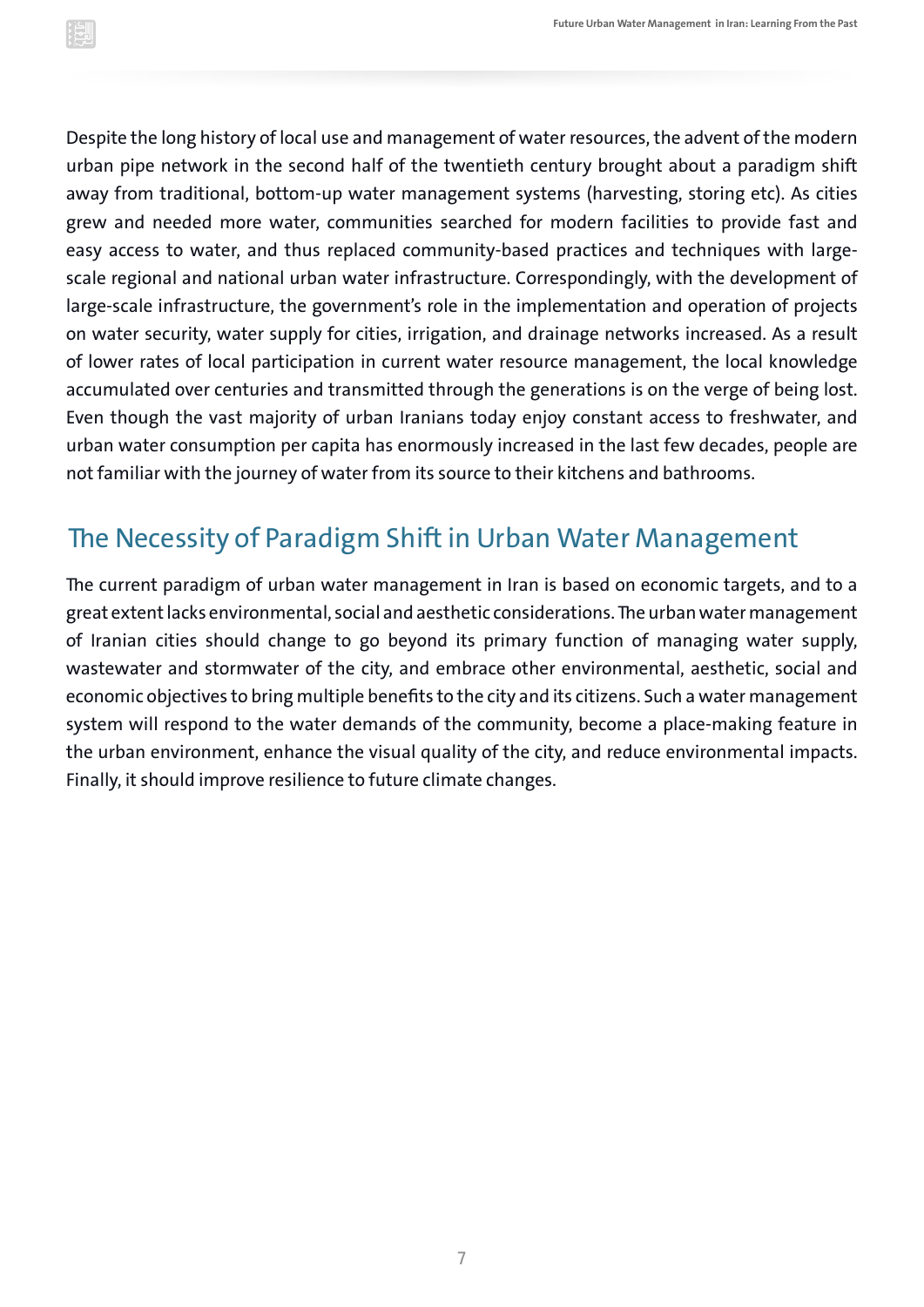Despite the long history of local use and management of water resources, the advent of the modern urban pipe network in the second half of the twentieth century brought about a paradigm shift away from traditional, bottom-up water management systems (harvesting, storing etc). As cities grew and needed more water, communities searched for modern facilities to provide fast and easy access to water, and thus replaced community-based practices and techniques with large-scale regional and national urban water infrastructure. Correspondingly, with the development of large-scale infrastructure, the government's role in the implementation and operation of projects on water security, water supply for cities, irrigation, and drainage networks increased. As a result of lower rates of local participation in current water resource management, the local knowledge accumulated over centuries and transmitted through the generations is on the verge of being lost. Even though the vast majority of urban Iranians today enjoy constant access to freshwater, and urban water consumption per capita has enormously increased in the last few decades, people are not familiar with the journey of water from its source to their kitchens and bathrooms.

## The Necessity of Paradigm Shift in Urban Water Management

The current paradigm of urban water management in Iran is based on economic targets, and to a great extent lacks environmental, social and aesthetic considerations. The urban water management of Iranian cities should change to go beyond its primary function of managing water supply, wastewater and stormwater of the city, and embrace other environmental, aesthetic, social and economic objectives to bring multiple benefits to the city and its citizens. Such a water management system will respond to the water demands of the community, become a place-making feature in the urban environment, enhance the visual quality of the city, and reduce environmental impacts. Finally, it should improve resilience to future climate changes.